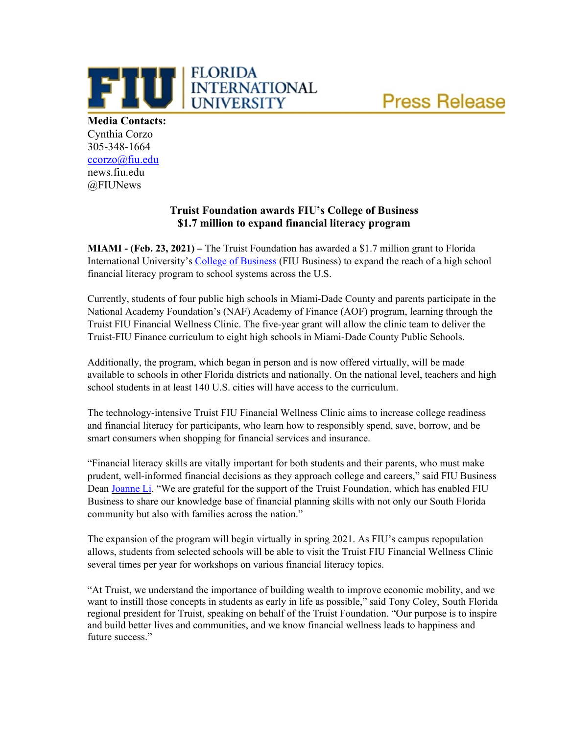FLORIDA INTERNATIONAL UNIVERSITY

Press Release

**Media Contacts:**
Cynthia Corzo
305-348-1664
ccorzo@fiu.edu
news.fiu.edu
@FIUNews

## Truist Foundation awards FIU's College of Business $1.7 million to expand financial literacy program

**MIAMI - (Feb. 23, 2021) –** The Truist Foundation has awarded a $1.7 million grant to Florida International University's College of Business (FIU Business) to expand the reach of a high school financial literacy program to school systems across the U.S.

Currently, students of four public high schools in Miami-Dade County and parents participate in the National Academy Foundation's (NAF) Academy of Finance (AOF) program, learning through the Truist FIU Financial Wellness Clinic. The five-year grant will allow the clinic team to deliver the Truist-FIU Finance curriculum to eight high schools in Miami-Dade County Public Schools.

Additionally, the program, which began in person and is now offered virtually, will be made available to schools in other Florida districts and nationally. On the national level, teachers and high school students in at least 140 U.S. cities will have access to the curriculum.

The technology-intensive Truist FIU Financial Wellness Clinic aims to increase college readiness and financial literacy for participants, who learn how to responsibly spend, save, borrow, and be smart consumers when shopping for financial services and insurance.

"Financial literacy skills are vitally important for both students and their parents, who must make prudent, well-informed financial decisions as they approach college and careers," said FIU Business Dean Joanne Li. "We are grateful for the support of the Truist Foundation, which has enabled FIU Business to share our knowledge base of financial planning skills with not only our South Florida community but also with families across the nation."

The expansion of the program will begin virtually in spring 2021. As FIU's campus repopulation allows, students from selected schools will be able to visit the Truist FIU Financial Wellness Clinic several times per year for workshops on various financial literacy topics.

"At Truist, we understand the importance of building wealth to improve economic mobility, and we want to instill those concepts in students as early in life as possible," said Tony Coley, South Florida regional president for Truist, speaking on behalf of the Truist Foundation. "Our purpose is to inspire and build better lives and communities, and we know financial wellness leads to happiness and future success."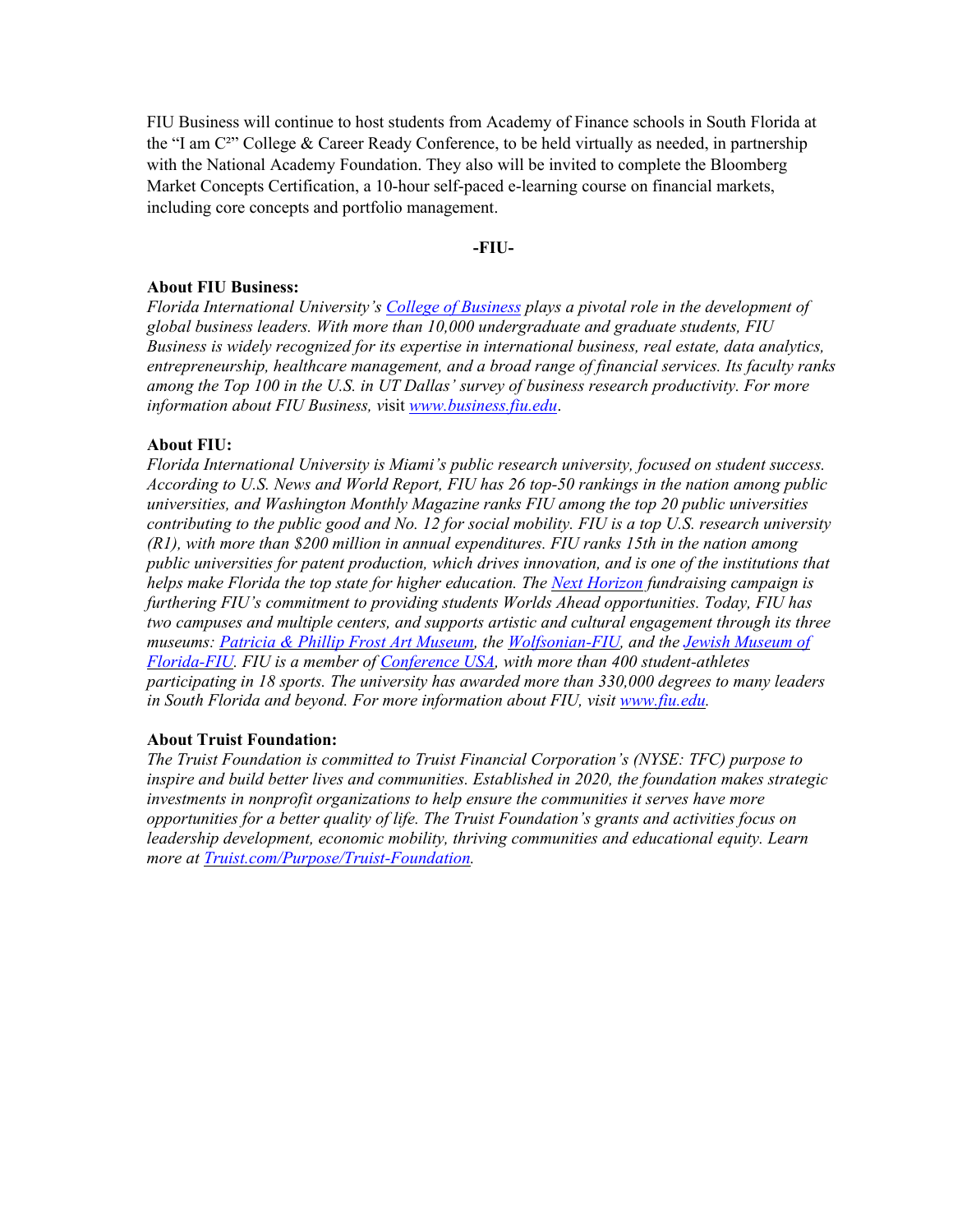FIU Business will continue to host students from Academy of Finance schools in South Florida at the "I am C²" College & Career Ready Conference, to be held virtually as needed, in partnership with the National Academy Foundation. They also will be invited to complete the Bloomberg Market Concepts Certification, a 10-hour self-paced e-learning course on financial markets, including core concepts and portfolio management.

**-FIU-**

**About FIU Business:**

*Florida International University's College of Business plays a pivotal role in the development of global business leaders. With more than 10,000 undergraduate and graduate students, FIU Business is widely recognized for its expertise in international business, real estate, data analytics, entrepreneurship, healthcare management, and a broad range of financial services. Its faculty ranks among the Top 100 in the U.S. in UT Dallas' survey of business research productivity. For more information about FIU Business, visit www.business.fiu.edu.*

**About FIU:**

*Florida International University is Miami's public research university, focused on student success. According to U.S. News and World Report, FIU has 26 top-50 rankings in the nation among public universities, and Washington Monthly Magazine ranks FIU among the top 20 public universities contributing to the public good and No. 12 for social mobility. FIU is a top U.S. research university (R1), with more than $200 million in annual expenditures. FIU ranks 15th in the nation among public universities for patent production, which drives innovation, and is one of the institutions that helps make Florida the top state for higher education. The Next Horizon fundraising campaign is furthering FIU's commitment to providing students Worlds Ahead opportunities. Today, FIU has two campuses and multiple centers, and supports artistic and cultural engagement through its three museums: Patricia & Phillip Frost Art Museum, the Wolfsonian-FIU, and the Jewish Museum of Florida-FIU. FIU is a member of Conference USA, with more than 400 student-athletes participating in 18 sports. The university has awarded more than 330,000 degrees to many leaders in South Florida and beyond. For more information about FIU, visit www.fiu.edu.*

**About Truist Foundation:**

*The Truist Foundation is committed to Truist Financial Corporation's (NYSE: TFC) purpose to inspire and build better lives and communities. Established in 2020, the foundation makes strategic investments in nonprofit organizations to help ensure the communities it serves have more opportunities for a better quality of life. The Truist Foundation's grants and activities focus on leadership development, economic mobility, thriving communities and educational equity. Learn more at Truist.com/Purpose/Truist-Foundation.*